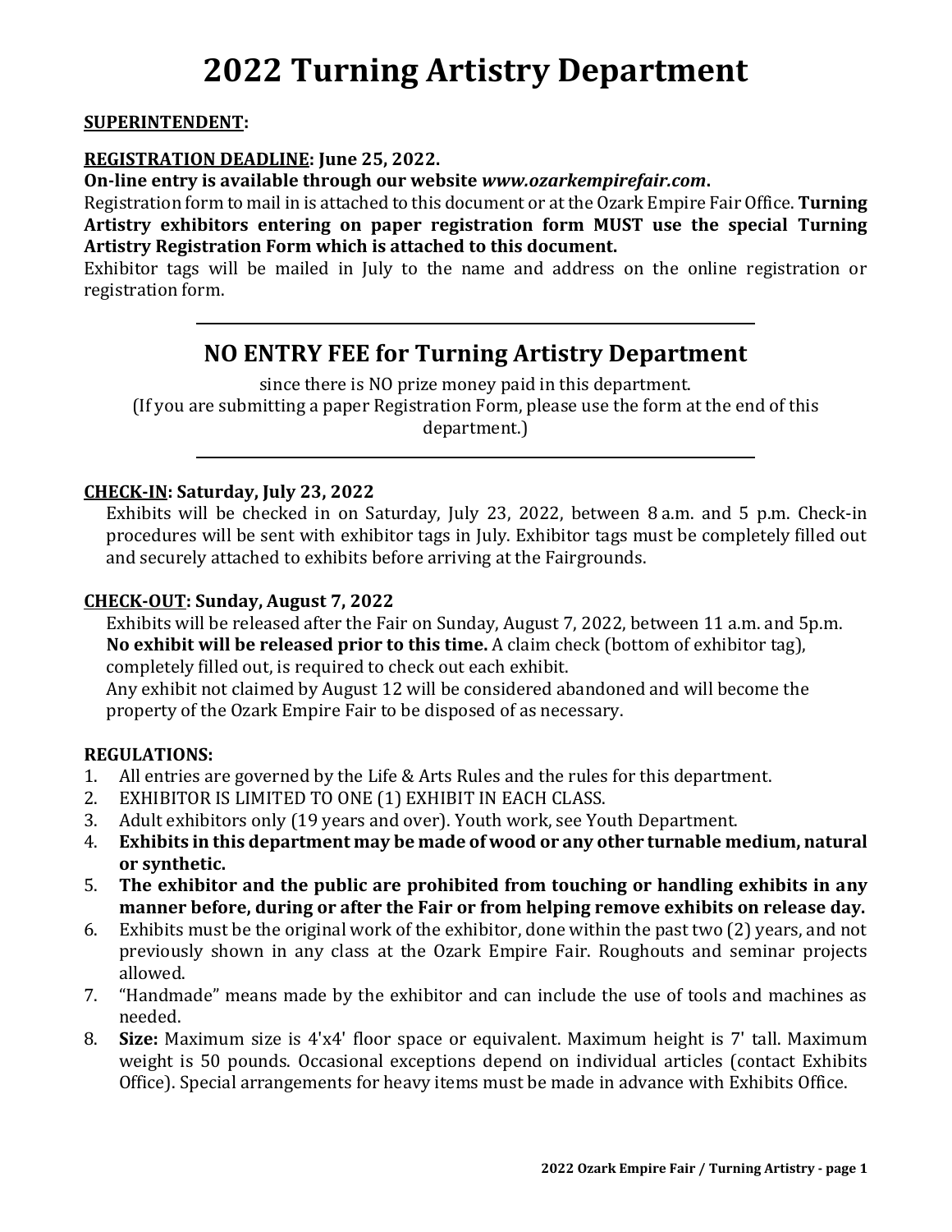# 2022 Turning Artistry Department

**SUPERINTENDENT:**

**REGISTRATION DEADLINE: June 25, 2022.**

**On-line entry is available through our website *www.ozarkempirefair.com*.**

Registration form to mail in is attached to this document or at the Ozark Empire Fair Office. **Turning Artistry exhibitors entering on paper registration form MUST use the special Turning Artistry Registration Form which is attached to this document.**

Exhibitor tags will be mailed in July to the name and address on the online registration or registration form.

---

## NO ENTRY FEE for Turning Artistry Department

since there is NO prize money paid in this department.
(If you are submitting a paper Registration Form, please use the form at the end of this department.)

---

**CHECK-IN: Saturday, July 23, 2022**

Exhibits will be checked in on Saturday, July 23, 2022, between 8 a.m. and 5 p.m. Check-in procedures will be sent with exhibitor tags in July. Exhibitor tags must be completely filled out and securely attached to exhibits before arriving at the Fairgrounds.

**CHECK-OUT: Sunday, August 7, 2022**

Exhibits will be released after the Fair on Sunday, August 7, 2022, between 11 a.m. and 5p.m. **No exhibit will be released prior to this time.** A claim check (bottom of exhibitor tag), completely filled out, is required to check out each exhibit.

Any exhibit not claimed by August 12 will be considered abandoned and will become the property of the Ozark Empire Fair to be disposed of as necessary.

**REGULATIONS:**

1. All entries are governed by the Life & Arts Rules and the rules for this department.
2. EXHIBITOR IS LIMITED TO ONE (1) EXHIBIT IN EACH CLASS.
3. Adult exhibitors only (19 years and over). Youth work, see Youth Department.
4. **Exhibits in this department may be made of wood or any other turnable medium, natural or synthetic.**
5. **The exhibitor and the public are prohibited from touching or handling exhibits in any manner before, during or after the Fair or from helping remove exhibits on release day.**
6. Exhibits must be the original work of the exhibitor, done within the past two (2) years, and not previously shown in any class at the Ozark Empire Fair. Roughouts and seminar projects allowed.
7. "Handmade" means made by the exhibitor and can include the use of tools and machines as needed.
8. **Size:** Maximum size is 4'x4' floor space or equivalent. Maximum height is 7' tall. Maximum weight is 50 pounds. Occasional exceptions depend on individual articles (contact Exhibits Office). Special arrangements for heavy items must be made in advance with Exhibits Office.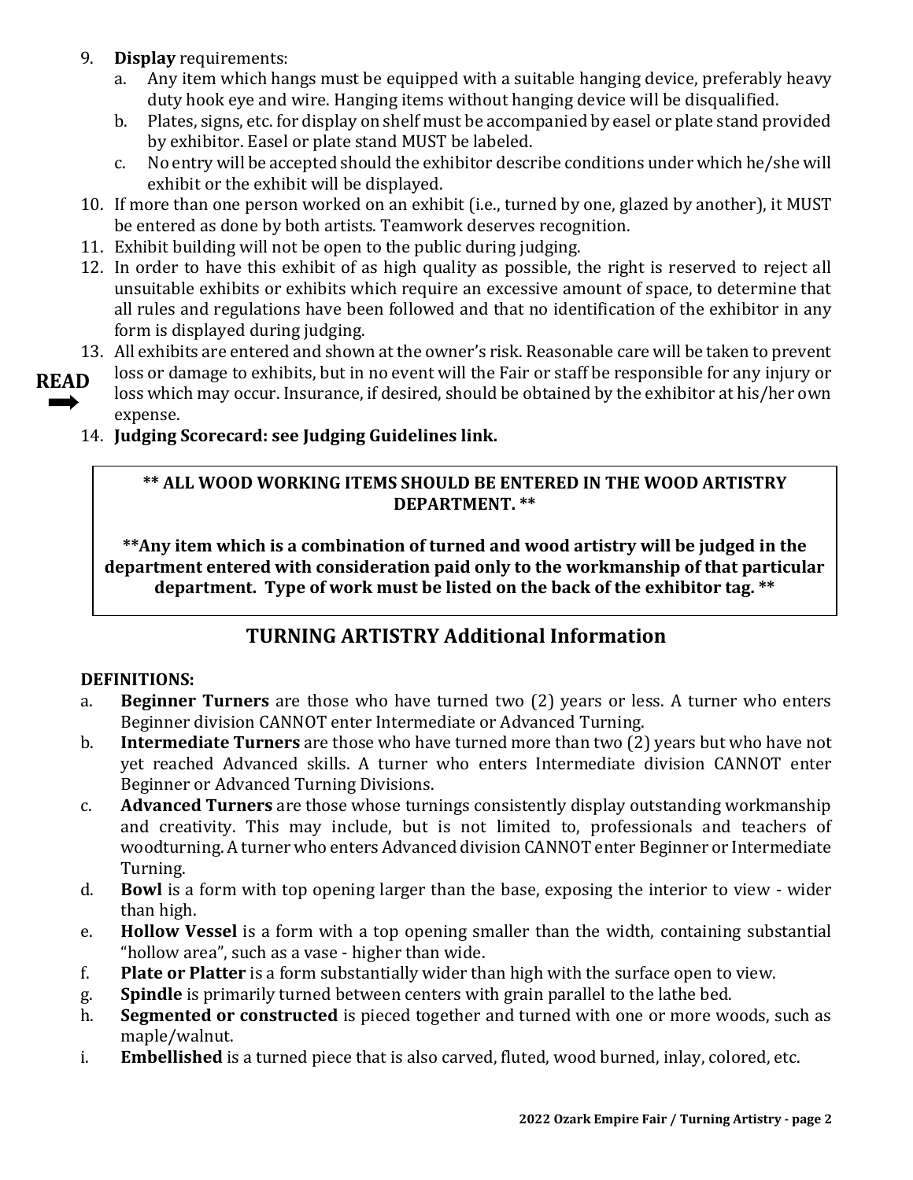9. **Display** requirements:
   a. Any item which hangs must be equipped with a suitable hanging device, preferably heavy duty hook eye and wire. Hanging items without hanging device will be disqualified.
   b. Plates, signs, etc. for display on shelf must be accompanied by easel or plate stand provided by exhibitor. Easel or plate stand MUST be labeled.
   c. No entry will be accepted should the exhibitor describe conditions under which he/she will exhibit or the exhibit will be displayed.
10. If more than one person worked on an exhibit (i.e., turned by one, glazed by another), it MUST be entered as done by both artists. Teamwork deserves recognition.
11. Exhibit building will not be open to the public during judging.
12. In order to have this exhibit of as high quality as possible, the right is reserved to reject all unsuitable exhibits or exhibits which require an excessive amount of space, to determine that all rules and regulations have been followed and that no identification of the exhibitor in any form is displayed during judging.
13. All exhibits are entered and shown at the owner's risk. Reasonable care will be taken to prevent loss or damage to exhibits, but in no event will the Fair or staff be responsible for any injury or loss which may occur. Insurance, if desired, should be obtained by the exhibitor at his/her own expense.

**READ** ➡

14. **Judging Scorecard: see Judging Guidelines link.**

**** ALL WOOD WORKING ITEMS SHOULD BE ENTERED IN THE WOOD ARTISTRY DEPARTMENT. ****

****Any item which is a combination of turned and wood artistry will be judged in the department entered with consideration paid only to the workmanship of that particular department. Type of work must be listed on the back of the exhibitor tag. ****

## TURNING ARTISTRY Additional Information

**DEFINITIONS:**

a. **Beginner Turners** are those who have turned two (2) years or less. A turner who enters Beginner division CANNOT enter Intermediate or Advanced Turning.
b. **Intermediate Turners** are those who have turned more than two (2) years but who have not yet reached Advanced skills. A turner who enters Intermediate division CANNOT enter Beginner or Advanced Turning Divisions.
c. **Advanced Turners** are those whose turnings consistently display outstanding workmanship and creativity. This may include, but is not limited to, professionals and teachers of woodturning. A turner who enters Advanced division CANNOT enter Beginner or Intermediate Turning.
d. **Bowl** is a form with top opening larger than the base, exposing the interior to view - wider than high.
e. **Hollow Vessel** is a form with a top opening smaller than the width, containing substantial "hollow area", such as a vase - higher than wide.
f. **Plate or Platter** is a form substantially wider than high with the surface open to view.
g. **Spindle** is primarily turned between centers with grain parallel to the lathe bed.
h. **Segmented or constructed** is pieced together and turned with one or more woods, such as maple/walnut.
i. **Embellished** is a turned piece that is also carved, fluted, wood burned, inlay, colored, etc.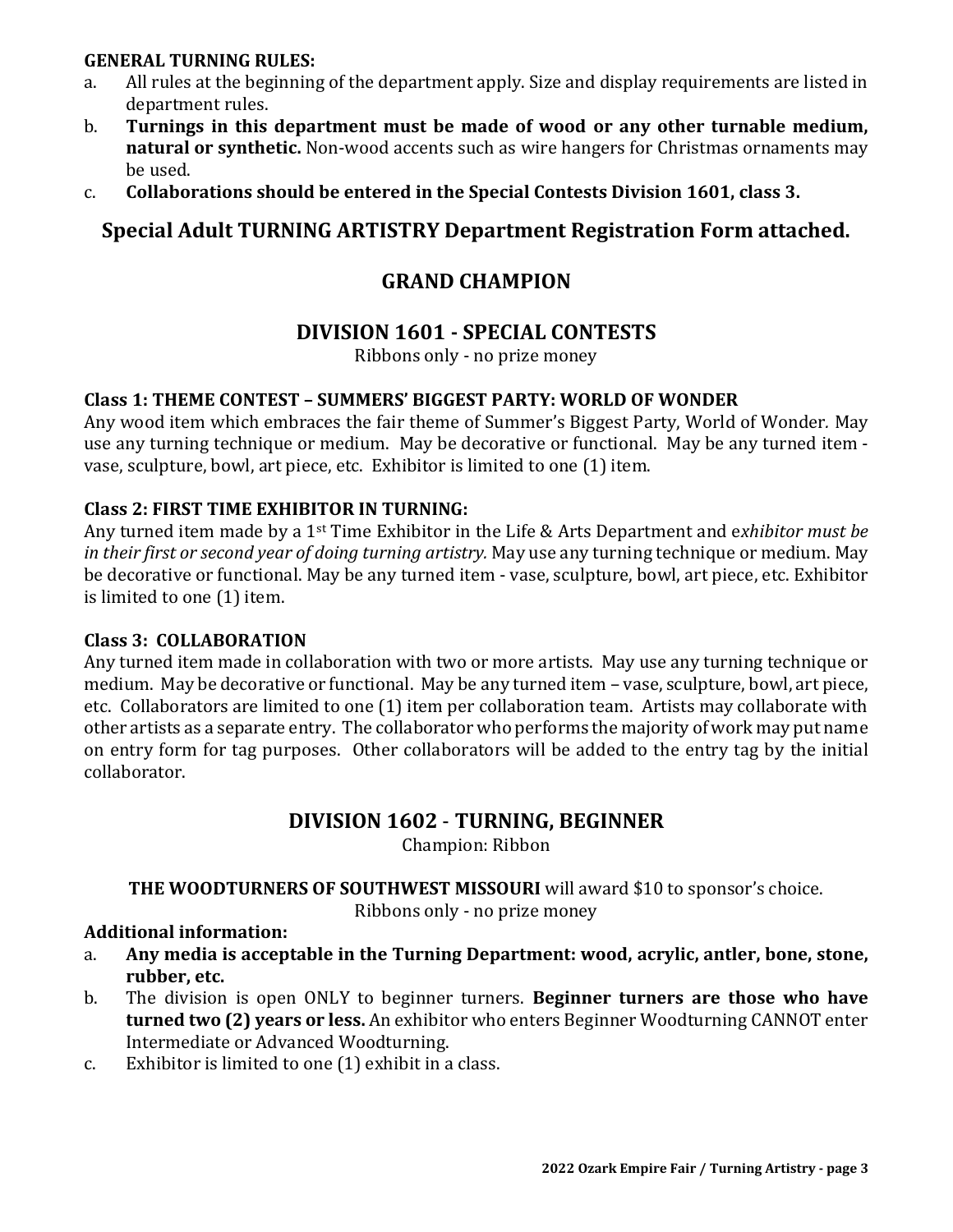**GENERAL TURNING RULES:**

a. All rules at the beginning of the department apply. Size and display requirements are listed in department rules.
b. **Turnings in this department must be made of wood or any other turnable medium, natural or synthetic.** Non-wood accents such as wire hangers for Christmas ornaments may be used.
c. **Collaborations should be entered in the Special Contests Division 1601, class 3.**

## Special Adult TURNING ARTISTRY Department Registration Form attached.

## GRAND CHAMPION

## DIVISION 1601 - SPECIAL CONTESTS

Ribbons only - no prize money

### Class 1: THEME CONTEST – SUMMERS' BIGGEST PARTY: WORLD OF WONDER

Any wood item which embraces the fair theme of Summer's Biggest Party, World of Wonder. May use any turning technique or medium. May be decorative or functional. May be any turned item - vase, sculpture, bowl, art piece, etc. Exhibitor is limited to one (1) item.

### Class 2: FIRST TIME EXHIBITOR IN TURNING:

Any turned item made by a 1st Time Exhibitor in the Life & Arts Department and e*xhibitor must be in their first or second year of doing turning artistry.* May use any turning technique or medium. May be decorative or functional. May be any turned item - vase, sculpture, bowl, art piece, etc. Exhibitor is limited to one (1) item.

### Class 3: COLLABORATION

Any turned item made in collaboration with two or more artists. May use any turning technique or medium. May be decorative or functional. May be any turned item – vase, sculpture, bowl, art piece, etc. Collaborators are limited to one (1) item per collaboration team. Artists may collaborate with other artists as a separate entry. The collaborator who performs the majority of work may put name on entry form for tag purposes. Other collaborators will be added to the entry tag by the initial collaborator.

## DIVISION 1602 - TURNING, BEGINNER

Champion: Ribbon

**THE WOODTURNERS OF SOUTHWEST MISSOURI** will award $10 to sponsor's choice.

Ribbons only - no prize money

**Additional information:**

a. **Any media is acceptable in the Turning Department: wood, acrylic, antler, bone, stone, rubber, etc.**
b. The division is open ONLY to beginner turners. **Beginner turners are those who have turned two (2) years or less.** An exhibitor who enters Beginner Woodturning CANNOT enter Intermediate or Advanced Woodturning.
c. Exhibitor is limited to one (1) exhibit in a class.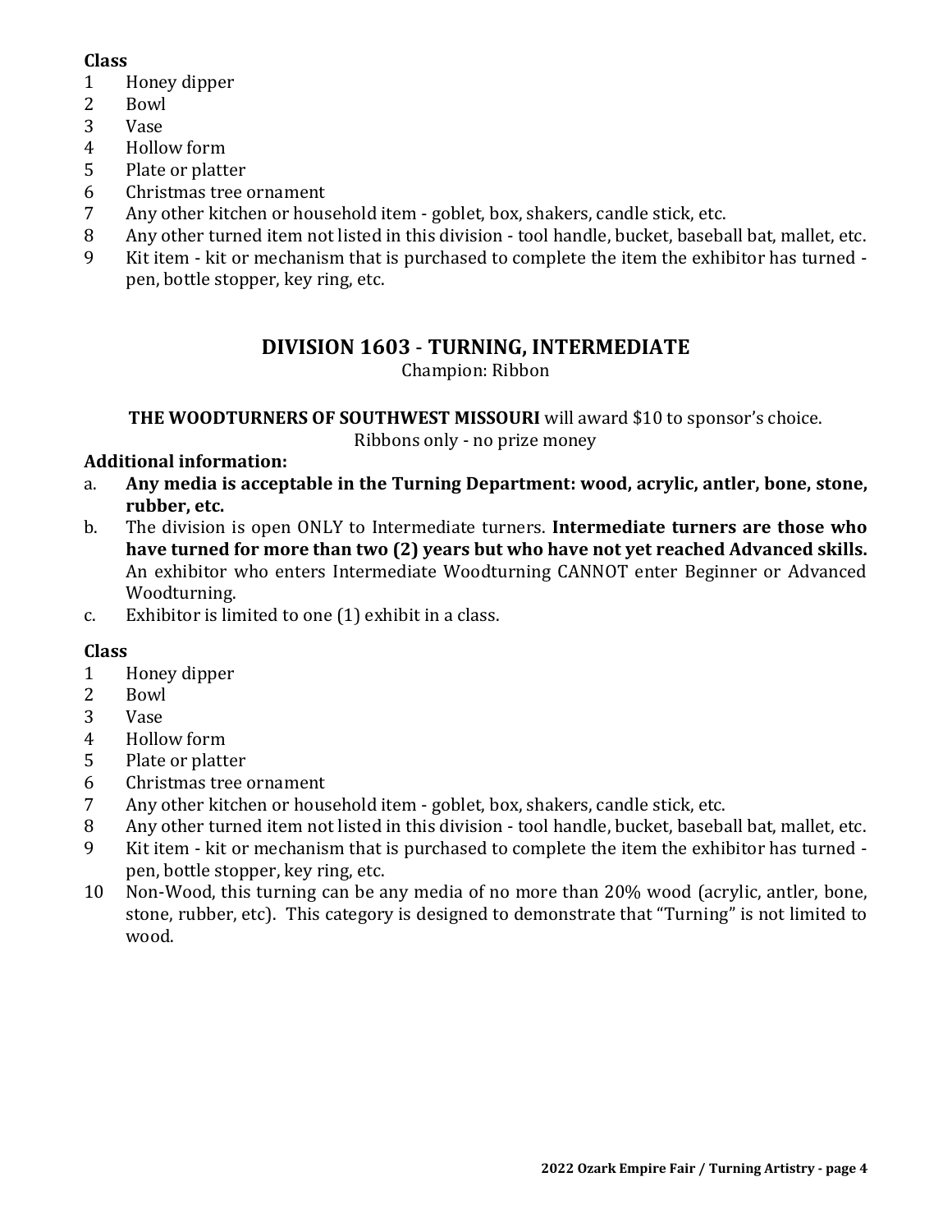**Class**

1. Honey dipper
2. Bowl
3. Vase
4. Hollow form
5. Plate or platter
6. Christmas tree ornament
7. Any other kitchen or household item - goblet, box, shakers, candle stick, etc.
8. Any other turned item not listed in this division - tool handle, bucket, baseball bat, mallet, etc.
9. Kit item - kit or mechanism that is purchased to complete the item the exhibitor has turned - pen, bottle stopper, key ring, etc.

## DIVISION 1603 - TURNING, INTERMEDIATE

Champion: Ribbon

**THE WOODTURNERS OF SOUTHWEST MISSOURI** will award $10 to sponsor's choice.
Ribbons only - no prize money

**Additional information:**

a. **Any media is acceptable in the Turning Department: wood, acrylic, antler, bone, stone, rubber, etc.**

b. The division is open ONLY to Intermediate turners. **Intermediate turners are those who have turned for more than two (2) years but who have not yet reached Advanced skills.** An exhibitor who enters Intermediate Woodturning CANNOT enter Beginner or Advanced Woodturning.

c. Exhibitor is limited to one (1) exhibit in a class.

**Class**

1. Honey dipper
2. Bowl
3. Vase
4. Hollow form
5. Plate or platter
6. Christmas tree ornament
7. Any other kitchen or household item - goblet, box, shakers, candle stick, etc.
8. Any other turned item not listed in this division - tool handle, bucket, baseball bat, mallet, etc.
9. Kit item - kit or mechanism that is purchased to complete the item the exhibitor has turned - pen, bottle stopper, key ring, etc.
10. Non-Wood, this turning can be any media of no more than 20% wood (acrylic, antler, bone, stone, rubber, etc). This category is designed to demonstrate that "Turning" is not limited to wood.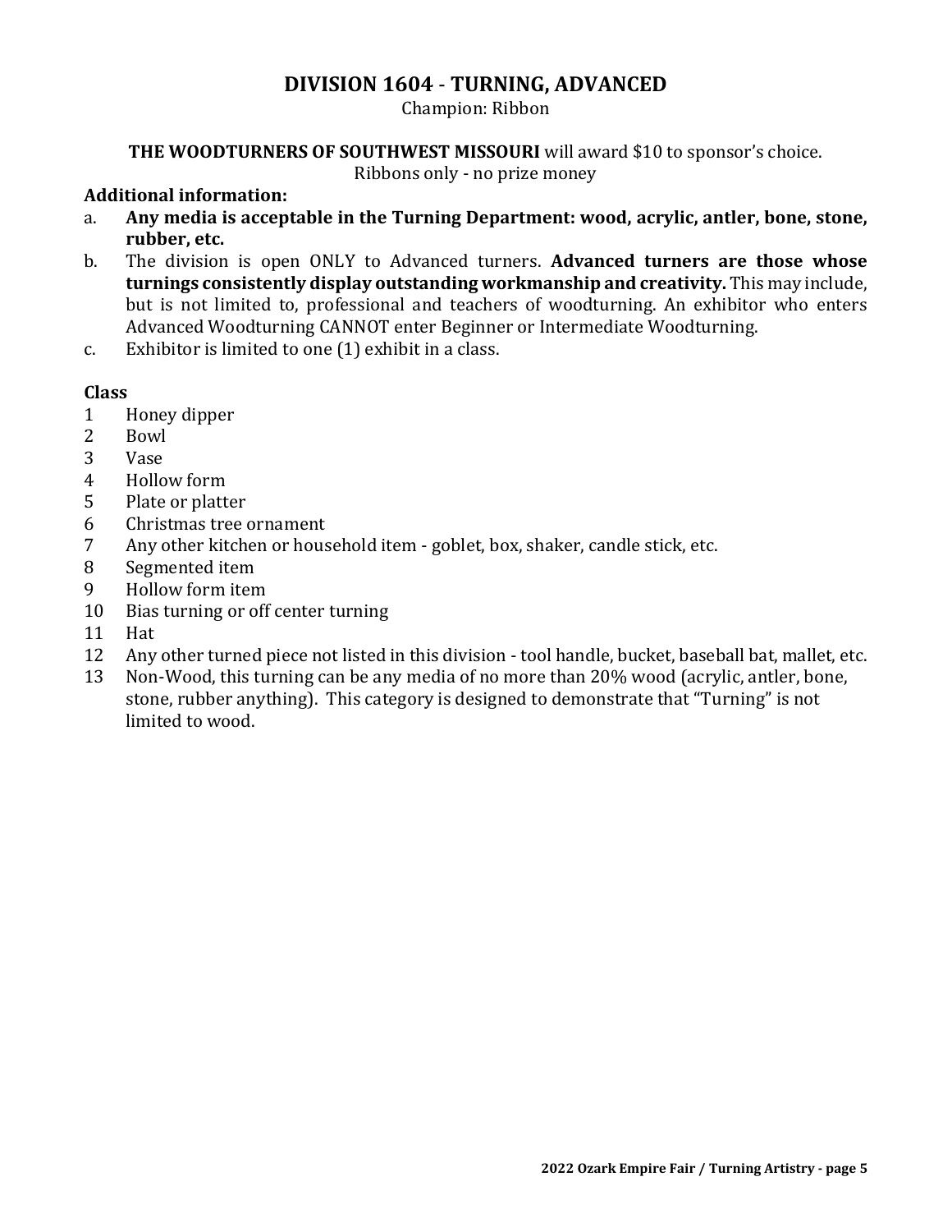## DIVISION 1604 - TURNING, ADVANCED

Champion: Ribbon

**THE WOODTURNERS OF SOUTHWEST MISSOURI** will award $10 to sponsor's choice.
Ribbons only - no prize money

**Additional information:**

a. **Any media is acceptable in the Turning Department: wood, acrylic, antler, bone, stone, rubber, etc.**
b. The division is open ONLY to Advanced turners. **Advanced turners are those whose turnings consistently display outstanding workmanship and creativity.** This may include, but is not limited to, professional and teachers of woodturning. An exhibitor who enters Advanced Woodturning CANNOT enter Beginner or Intermediate Woodturning.
c. Exhibitor is limited to one (1) exhibit in a class.

**Class**

1 Honey dipper
2 Bowl
3 Vase
4 Hollow form
5 Plate or platter
6 Christmas tree ornament
7 Any other kitchen or household item - goblet, box, shaker, candle stick, etc.
8 Segmented item
9 Hollow form item
10 Bias turning or off center turning
11 Hat
12 Any other turned piece not listed in this division - tool handle, bucket, baseball bat, mallet, etc.
13 Non-Wood, this turning can be any media of no more than 20% wood (acrylic, antler, bone, stone, rubber anything). This category is designed to demonstrate that "Turning" is not limited to wood.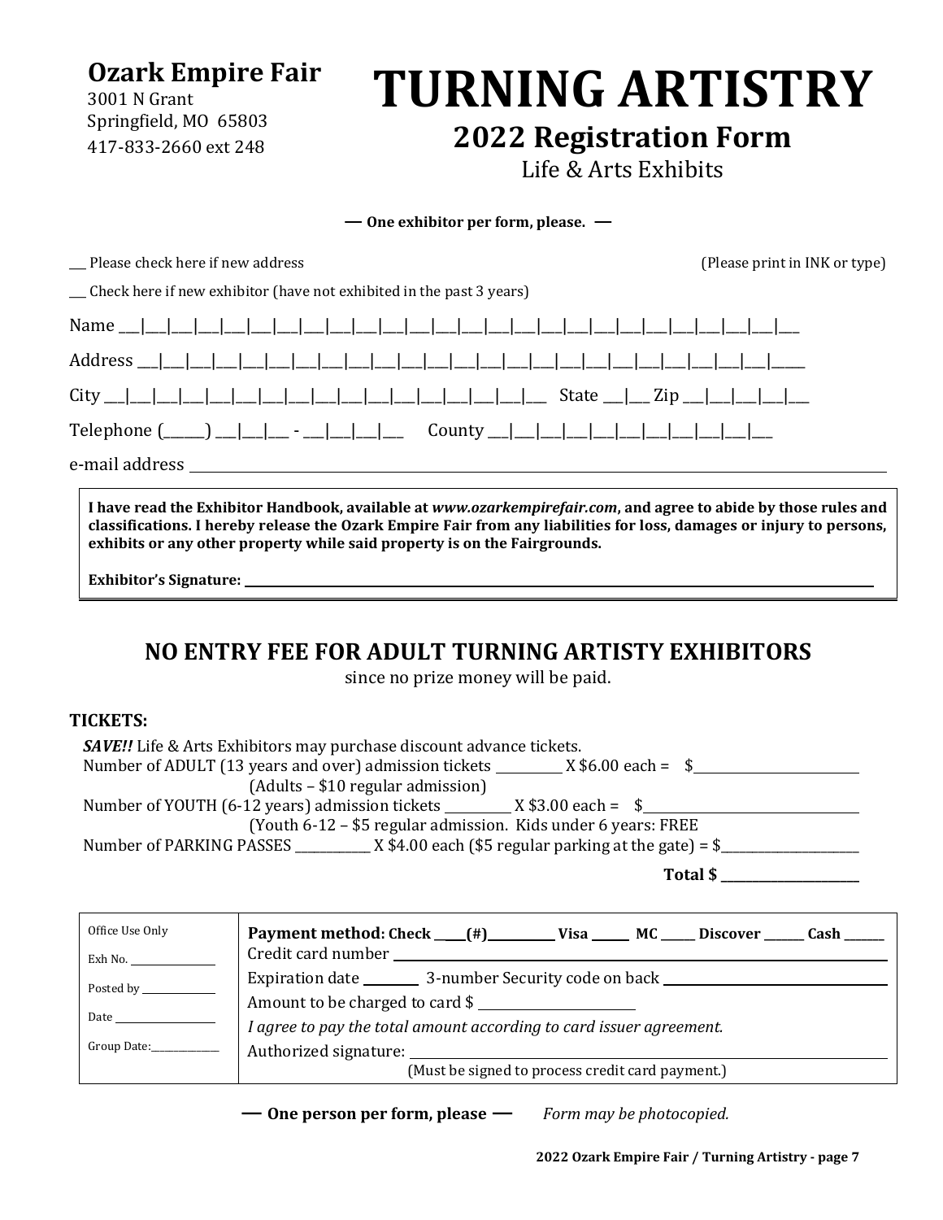**Ozark Empire Fair**
3001 N Grant
Springfield, MO 65803
417-833-2660 ext 248

# TURNING ARTISTRY

## 2022 Registration Form

Life & Arts Exhibits

**— One exhibitor per form, please. —**

___ Please check here if new address (Please print in INK or type)

___ Check here if new exhibitor (have not exhibited in the past 3 years)

Name ___|___|___|___|___|___|___|___|___|___|___|___|___|___|___|___|___|___|___|___|___|___|___|___|___|___

Address ___|___|___|___|___|___|___|___|___|___|___|___|___|___|___|___|___|___|___|___|___|___|___|___|_____

City ___|___|___|___|___|___|___|___|___|___|___|___|___|___|___|___|___ State ___|___ Zip ___|___|___|___|___

Telephone (______) ___|___|___ - ___|___|___|___ County ___|___|___|___|___|___|___|___|___|___|___

e-mail address ______________________________________________

**I have read the Exhibitor Handbook, available at *www.ozarkempirefair.com*, and agree to abide by those rules and classifications. I hereby release the Ozark Empire Fair from any liabilities for loss, damages or injury to persons, exhibits or any other property while said property is on the Fairgrounds.**

**Exhibitor's Signature:** ______________________________________________

## NO ENTRY FEE FOR ADULT TURNING ARTISTY EXHIBITORS

since no prize money will be paid.

**TICKETS:**

***SAVE!!*** Life & Arts Exhibitors may purchase discount advance tickets.
Number of ADULT (13 years and over) admission tickets __________ X $6.00 each = $__________
(Adults – $10 regular admission)
Number of YOUTH (6-12 years) admission tickets __________ X $3.00 each = $__________
(Youth 6-12 – $5 regular admission. Kids under 6 years: FREE
Number of PARKING PASSES ___________ X $4.00 each ($5 regular parking at the gate) = $__________

**Total $** __________

| Office Use Only | **Payment method: Check ____(#)__________ Visa ______ MC _____ Discover ______ Cash ______** |
|---|---|
| Exh No. __________ | Credit card number ______________________________ |
| Posted by __________ | Expiration date ________ 3-number Security code on back ______________ |
| Date __________ | Amount to be charged to card $ ______________ |
| Group Date:__________ | *I agree to pay the total amount according to card issuer agreement.* |
| | Authorized signature: ______________________________ |
| | (Must be signed to process credit card payment.) |

**— One person per form, please —** *Form may be photocopied.*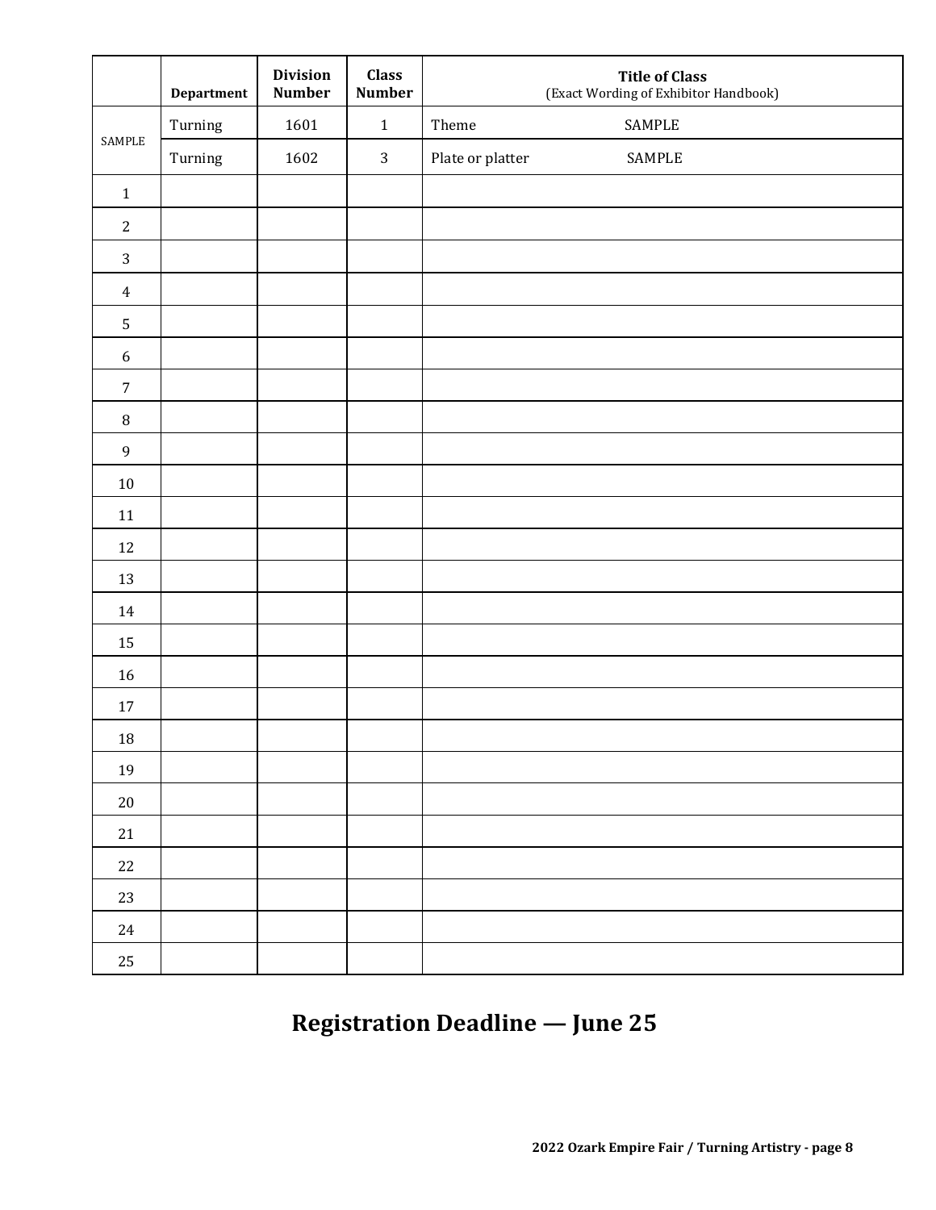| | Department | Division Number | Class Number | Title of Class (Exact Wording of Exhibitor Handbook) |
|---|---|---|---|---|
| SAMPLE | Turning | 1601 | 1 | Theme SAMPLE |
| | Turning | 1602 | 3 | Plate or platter SAMPLE |
| 1 | | | | |
| 2 | | | | |
| 3 | | | | |
| 4 | | | | |
| 5 | | | | |
| 6 | | | | |
| 7 | | | | |
| 8 | | | | |
| 9 | | | | |
| 10 | | | | |
| 11 | | | | |
| 12 | | | | |
| 13 | | | | |
| 14 | | | | |
| 15 | | | | |
| 16 | | | | |
| 17 | | | | |
| 18 | | | | |
| 19 | | | | |
| 20 | | | | |
| 21 | | | | |
| 22 | | | | |
| 23 | | | | |
| 24 | | | | |
| 25 | | | | |

# Registration Deadline — June 25